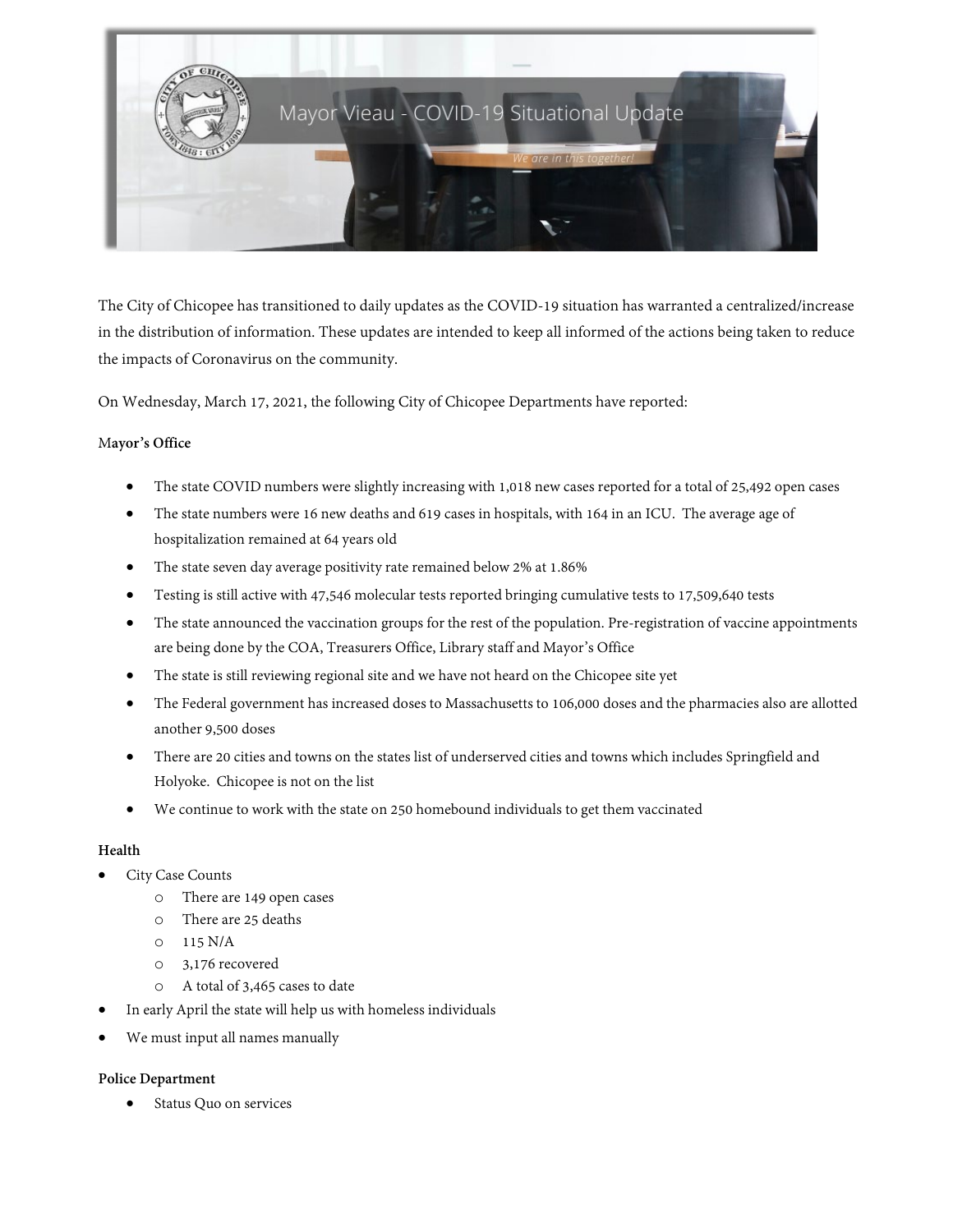Mayor Vieau - COVID-19 Situational Update

*We are in this together!*

The City of Chicopee has transitioned to daily updates as the COVID-19 situation has warranted a centralized/increase in the distribution of information. These updates are intended to keep all informed of the actions being taken to reduce the impacts of Coronavirus on the community.

On Wednesday, March 17, 2021, the following City of Chicopee Departments have reported:

**Mayor's Office**

- The state COVID numbers were slightly increasing with 1,018 new cases reported for a total of 25,492 open cases
- The state numbers were 16 new deaths and 619 cases in hospitals, with 164 in an ICU. The average age of hospitalization remained at 64 years old
- The state seven day average positivity rate remained below 2% at 1.86%
- Testing is still active with 47,546 molecular tests reported bringing cumulative tests to 17,509,640 tests
- The state announced the vaccination groups for the rest of the population. Pre-registration of vaccine appointments are being done by the COA, Treasurers Office, Library staff and Mayor's Office
- The state is still reviewing regional site and we have not heard on the Chicopee site yet
- The Federal government has increased doses to Massachusetts to 106,000 doses and the pharmacies also are allotted another 9,500 doses
- There are 20 cities and towns on the states list of underserved cities and towns which includes Springfield and Holyoke. Chicopee is not on the list
- We continue to work with the state on 250 homebound individuals to get them vaccinated

**Health**

- City Case Counts
  - There are 149 open cases
  - There are 25 deaths
  - 115 N/A
  - 3,176 recovered
  - A total of 3,465 cases to date
- In early April the state will help us with homeless individuals
- We must input all names manually

**Police Department**

- Status Quo on services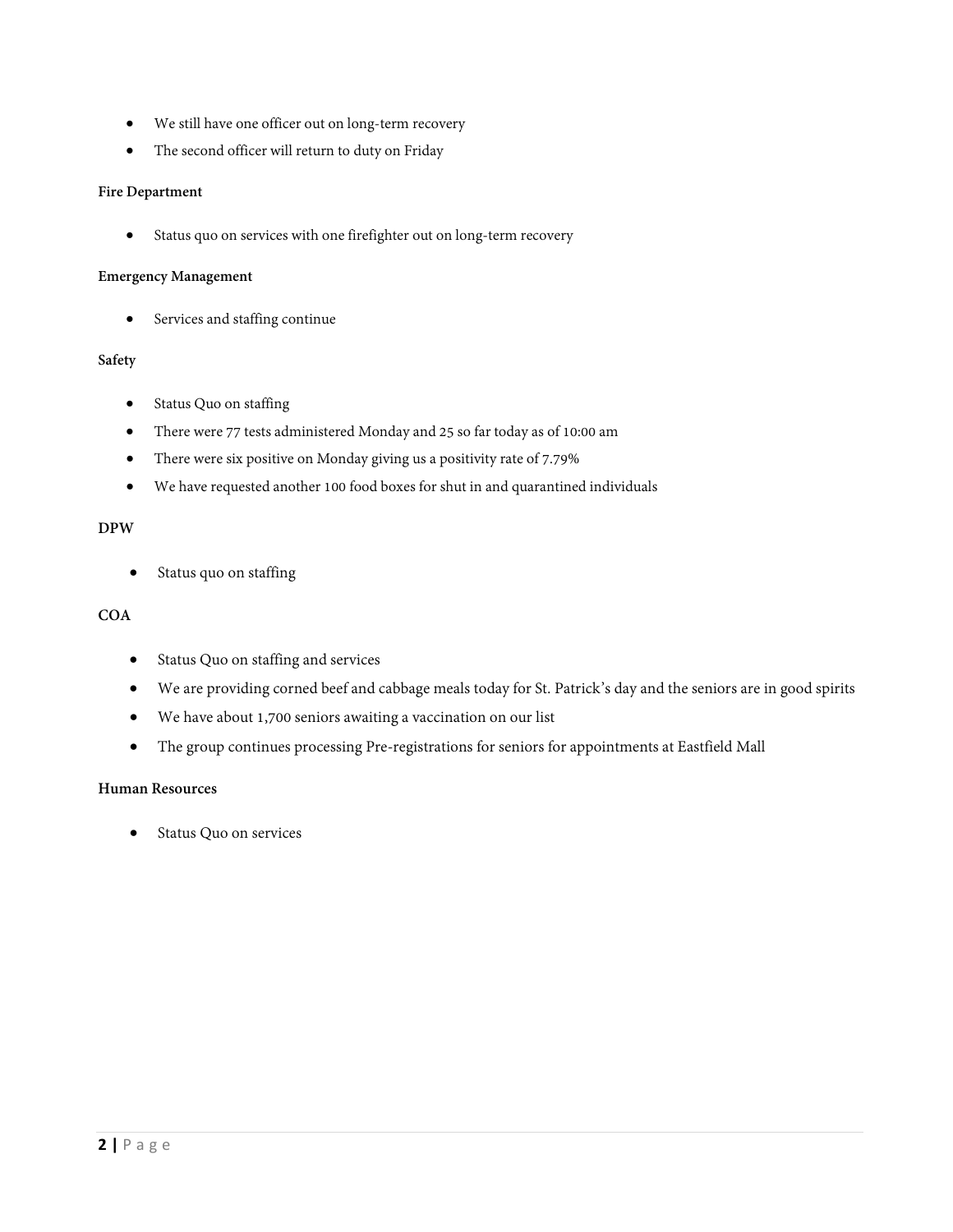- We still have one officer out on long-term recovery
- The second officer will return to duty on Friday

**Fire Department**

- Status quo on services with one firefighter out on long-term recovery

**Emergency Management**

- Services and staffing continue

**Safety**

- Status Quo on staffing
- There were 77 tests administered Monday and 25 so far today as of 10:00 am
- There were six positive on Monday giving us a positivity rate of 7.79%
- We have requested another 100 food boxes for shut in and quarantined individuals

**DPW**

- Status quo on staffing

**COA**

- Status Quo on staffing and services
- We are providing corned beef and cabbage meals today for St. Patrick's day and the seniors are in good spirits
- We have about 1,700 seniors awaiting a vaccination on our list
- The group continues processing Pre-registrations for seniors for appointments at Eastfield Mall

**Human Resources**

- Status Quo on services